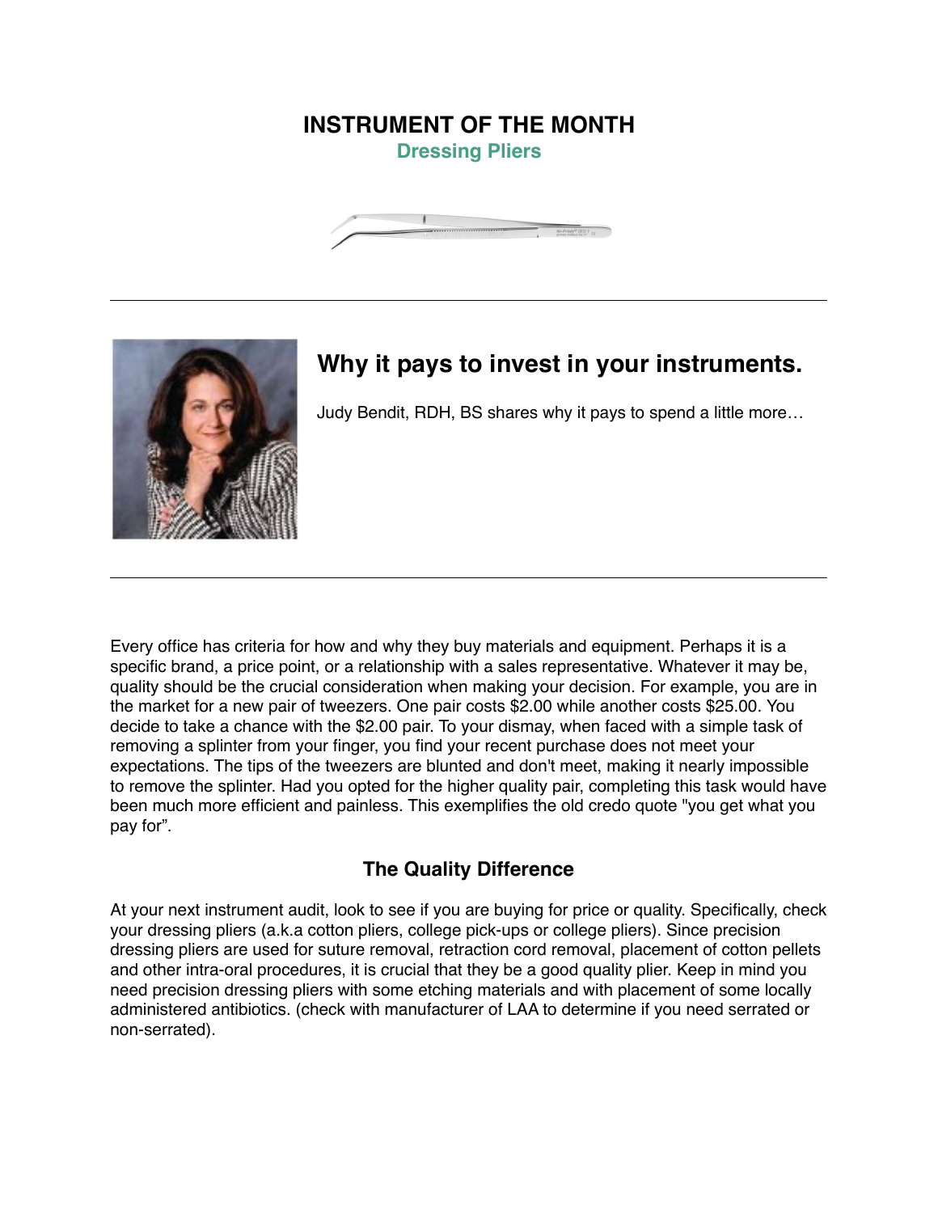# INSTRUMENT OF THE MONTH

## Dressing Pliers

## Why it pays to invest in your instruments.

Judy Bendit, RDH, BS shares why it pays to spend a little more…

Every office has criteria for how and why they buy materials and equipment. Perhaps it is a specific brand, a price point, or a relationship with a sales representative. Whatever it may be, quality should be the crucial consideration when making your decision. For example, you are in the market for a new pair of tweezers. One pair costs $2.00 while another costs $25.00. You decide to take a chance with the $2.00 pair. To your dismay, when faced with a simple task of removing a splinter from your finger, you find your recent purchase does not meet your expectations. The tips of the tweezers are blunted and don't meet, making it nearly impossible to remove the splinter. Had you opted for the higher quality pair, completing this task would have been much more efficient and painless. This exemplifies the old credo quote "you get what you pay for".

### The Quality Difference

At your next instrument audit, look to see if you are buying for price or quality. Specifically, check your dressing pliers (a.k.a cotton pliers, college pick-ups or college pliers). Since precision dressing pliers are used for suture removal, retraction cord removal, placement of cotton pellets and other intra-oral procedures, it is crucial that they be a good quality plier. Keep in mind you need precision dressing pliers with some etching materials and with placement of some locally administered antibiotics. (check with manufacturer of LAA to determine if you need serrated or non-serrated).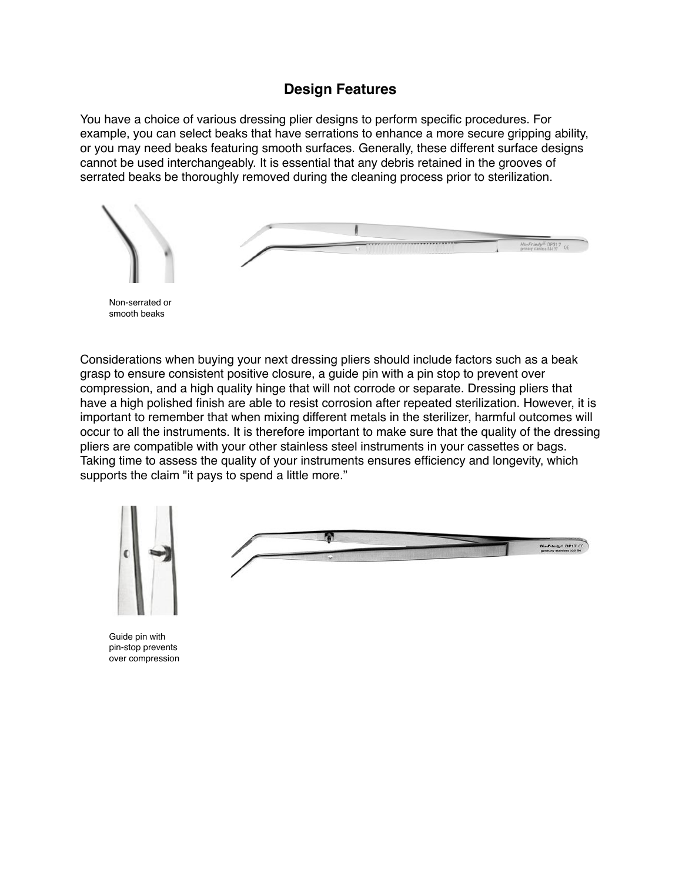## Design Features

You have a choice of various dressing plier designs to perform specific procedures. For example, you can select beaks that have serrations to enhance a more secure gripping ability, or you may need beaks featuring smooth surfaces. Generally, these different surface designs cannot be used interchangeably. It is essential that any debris retained in the grooves of serrated beaks be thoroughly removed during the cleaning process prior to sterilization.

Non-serrated or smooth beaks

Considerations when buying your next dressing pliers should include factors such as a beak grasp to ensure consistent positive closure, a guide pin with a pin stop to prevent over compression, and a high quality hinge that will not corrode or separate. Dressing pliers that have a high polished finish are able to resist corrosion after repeated sterilization. However, it is important to remember that when mixing different metals in the sterilizer, harmful outcomes will occur to all the instruments. It is therefore important to make sure that the quality of the dressing pliers are compatible with your other stainless steel instruments in your cassettes or bags. Taking time to assess the quality of your instruments ensures efficiency and longevity, which supports the claim "it pays to spend a little more."

Guide pin with pin-stop prevents over compression